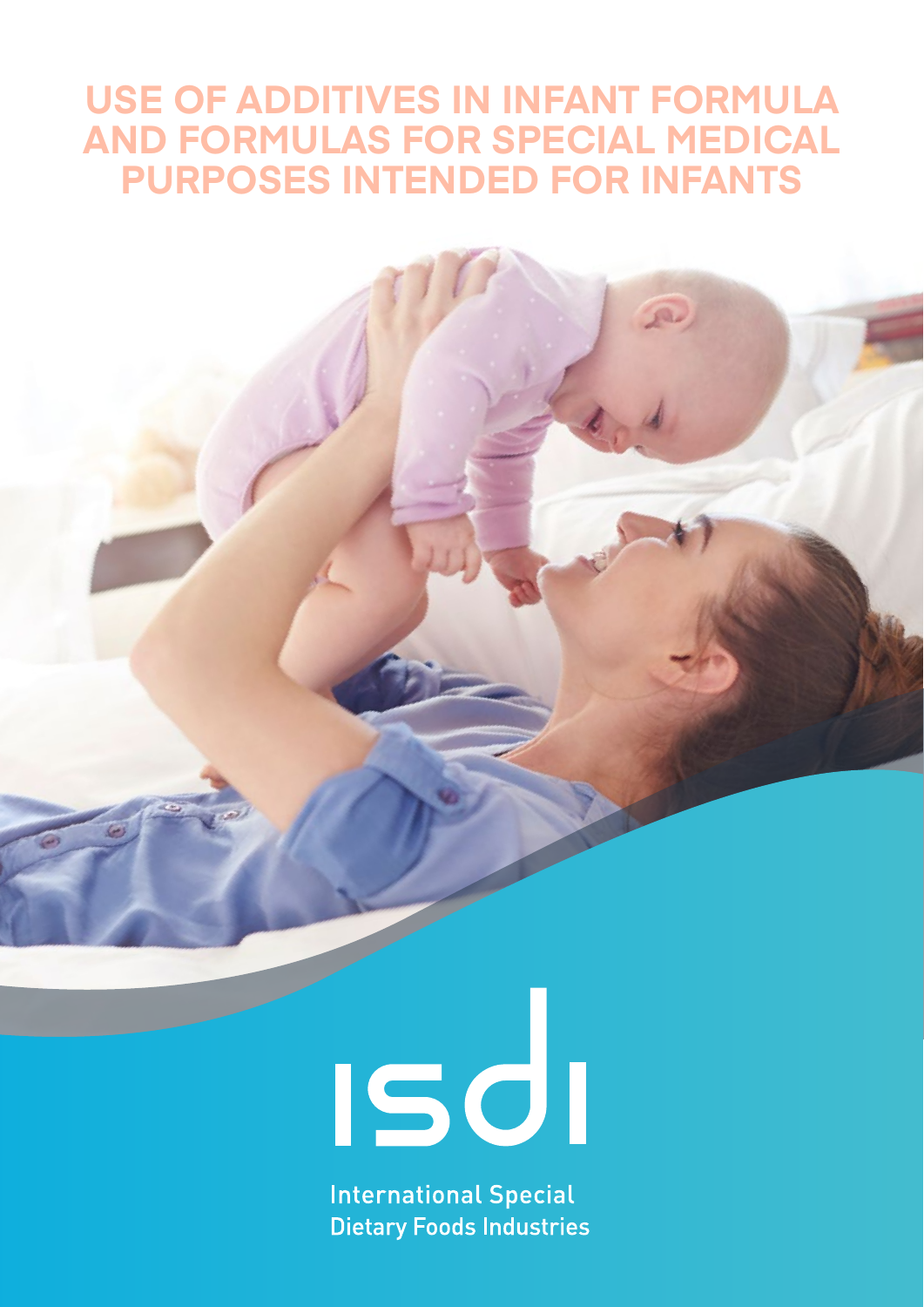# USE OF ADDITIVES IN INFANT FORMULA AND FORMULAS FOR SPECIAL MEDICAL PURPOSES INTENDED FOR INFANTS

isdi

International Special Dietary Foods Industries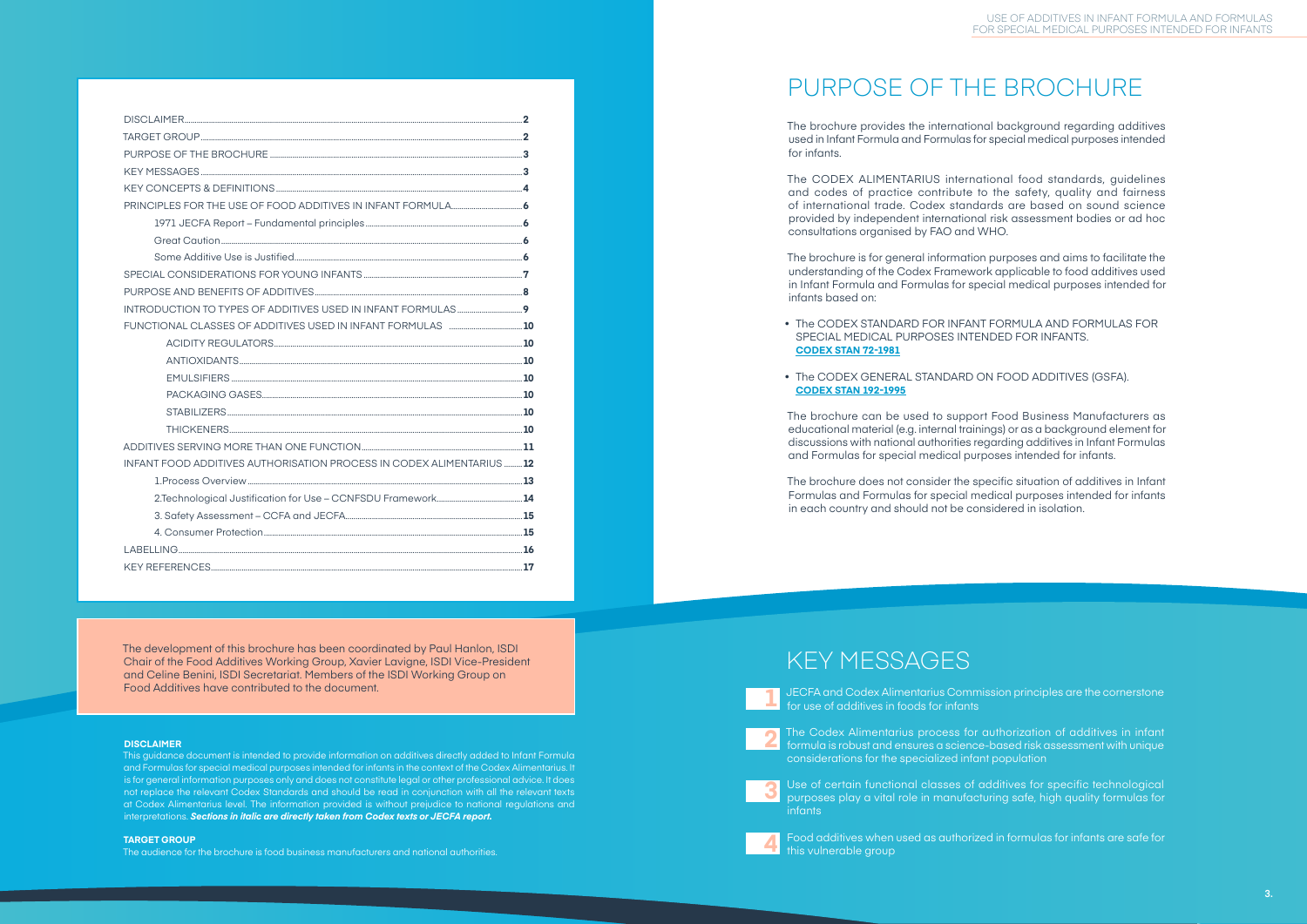| | |
|---|---|
| DISCLAIMER | 2 |
| TARGET GROUP | 2 |
| PURPOSE OF THE BROCHURE | 3 |
| KEY MESSAGES | 3 |
| KEY CONCEPTS & DEFINITIONS | 4 |
| PRINCIPLES FOR THE USE OF FOOD ADDITIVES IN INFANT FORMULA | 6 |
| 1971 JECFA Report – Fundamental principles | 6 |
| Great Caution | 6 |
| Some Additive Use is Justified | 6 |
| SPECIAL CONSIDERATIONS FOR YOUNG INFANTS | 7 |
| PURPOSE AND BENEFITS OF ADDITIVES | 8 |
| INTRODUCTION TO TYPES OF ADDITIVES USED IN INFANT FORMULAS | 9 |
| FUNCTIONAL CLASSES OF ADDITIVES USED IN INFANT FORMULAS | 10 |
| ACIDITY REGULATORS | 10 |
| ANTIOXIDANTS | 10 |
| EMULSIFIERS | 10 |
| PACKAGING GASES | 10 |
| STABILIZERS | 10 |
| THICKENERS | 10 |
| ADDITIVES SERVING MORE THAN ONE FUNCTION | 11 |
| INFANT FOOD ADDITIVES AUTHORISATION PROCESS IN CODEX ALIMENTARIUS | 12 |
| 1.Process Overview | 13 |
| 2.Technological Justification for Use – CCNFSDU Framework | 14 |
| 3. Safety Assessment – CCFA and JECFA | 15 |
| 4. Consumer Protection | 15 |
| LABELLING | 16 |
| KEY REFERENCES | 17 |

The development of this brochure has been coordinated by Paul Hanlon, ISDI Chair of the Food Additives Working Group, Xavier Lavigne, ISDI Vice-President and Celine Benini, ISDI Secretariat. Members of the ISDI Working Group on Food Additives have contributed to the document.

**DISCLAIMER**

This guidance document is intended to provide information on additives directly added to Infant Formula and Formulas for special medical purposes intended for infants in the context of the Codex Alimentarius. It is for general information purposes only and does not constitute legal or other professional advice. It does not replace the relevant Codex Standards and should be read in conjunction with all the relevant texts at Codex Alimentarius level. The information provided is without prejudice to national regulations and interpretations. ***Sections in italic are directly taken from Codex texts or JECFA report.***

**TARGET GROUP**

The audience for the brochure is food business manufacturers and national authorities.

# PURPOSE OF THE BROCHURE

The brochure provides the international background regarding additives used in Infant Formula and Formulas for special medical purposes intended for infants.

The CODEX ALIMENTARIUS international food standards, guidelines and codes of practice contribute to the safety, quality and fairness of international trade. Codex standards are based on sound science provided by independent international risk assessment bodies or ad hoc consultations organised by FAO and WHO.

The brochure is for general information purposes and aims to facilitate the understanding of the Codex Framework applicable to food additives used in Infant Formula and Formulas for special medical purposes intended for infants based on:

- The CODEX STANDARD FOR INFANT FORMULA AND FORMULAS FOR SPECIAL MEDICAL PURPOSES INTENDED FOR INFANTS. **CODEX STAN 72-1981**
- The CODEX GENERAL STANDARD ON FOOD ADDITIVES (GSFA). **CODEX STAN 192-1995**

The brochure can be used to support Food Business Manufacturers as educational material (e.g. internal trainings) or as a background element for discussions with national authorities regarding additives in Infant Formulas and Formulas for special medical purposes intended for infants.

The brochure does not consider the specific situation of additives in Infant Formulas and Formulas for special medical purposes intended for infants in each country and should not be considered in isolation.

# KEY MESSAGES

1. JECFA and Codex Alimentarius Commission principles are the cornerstone for use of additives in foods for infants
2. The Codex Alimentarius process for authorization of additives in infant formula is robust and ensures a science-based risk assessment with unique considerations for the specialized infant population
3. Use of certain functional classes of additives for specific technological purposes play a vital role in manufacturing safe, high quality formulas for infants
4. Food additives when used as authorized in formulas for infants are safe for this vulnerable group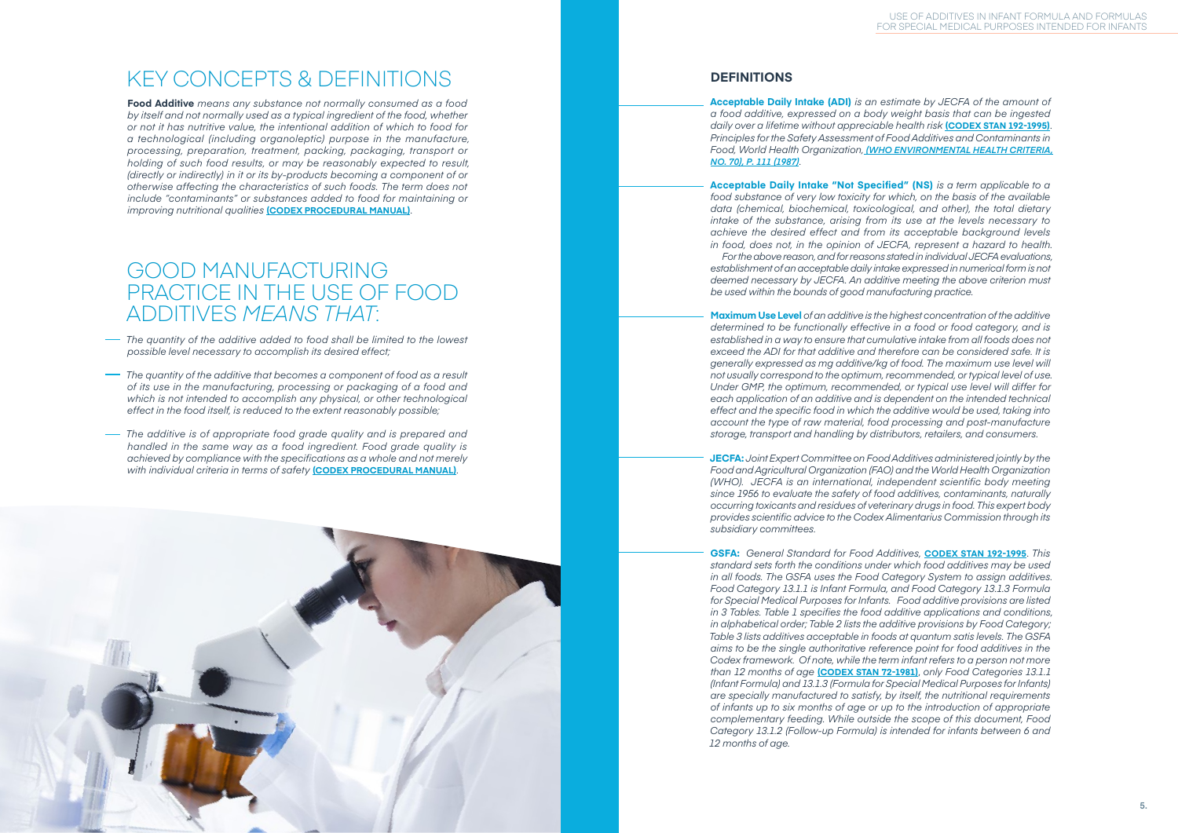# KEY CONCEPTS & DEFINITIONS

**Food Additive** *means any substance not normally consumed as a food by itself and not normally used as a typical ingredient of the food, whether or not it has nutritive value, the intentional addition of which to food for a technological (including organoleptic) purpose in the manufacture, processing, preparation, treatment, packing, packaging, transport or holding of such food results, or may be reasonably expected to result, (directly or indirectly) in it or its by-products becoming a component of or otherwise affecting the characteristics of such foods. The term does not include "contaminants" or substances added to food for maintaining or improving nutritional qualities* **(CODEX PROCEDURAL MANUAL)**.

# GOOD MANUFACTURING PRACTICE IN THE USE OF FOOD ADDITIVES *MEANS THAT*:

- *The quantity of the additive added to food shall be limited to the lowest possible level necessary to accomplish its desired effect;*
- *The quantity of the additive that becomes a component of food as a result of its use in the manufacturing, processing or packaging of a food and which is not intended to accomplish any physical, or other technological effect in the food itself, is reduced to the extent reasonably possible;*
- *The additive is of appropriate food grade quality and is prepared and handled in the same way as a food ingredient. Food grade quality is achieved by compliance with the specifications as a whole and not merely with individual criteria in terms of safety* **(CODEX PROCEDURAL MANUAL)**.

## DEFINITIONS

**Acceptable Daily Intake (ADI)** *is an estimate by JECFA of the amount of a food additive, expressed on a body weight basis that can be ingested daily over a lifetime without appreciable health risk* **(CODEX STAN 192-1995)**. *Principles for the Safety Assessment of Food Additives and Contaminants in Food, World Health Organization,* ***(WHO ENVIRONMENTAL HEALTH CRITERIA, NO. 70), P. 111 (1987)***.

**Acceptable Daily Intake "Not Specified" (NS)** *is a term applicable to a food substance of very low toxicity for which, on the basis of the available data (chemical, biochemical, toxicological, and other), the total dietary intake of the substance, arising from its use at the levels necessary to achieve the desired effect and from its acceptable background levels in food, does not, in the opinion of JECFA, represent a hazard to health. For the above reason, and for reasons stated in individual JECFA evaluations, establishment of an acceptable daily intake expressed in numerical form is not deemed necessary by JECFA. An additive meeting the above criterion must be used within the bounds of good manufacturing practice.*

**Maximum Use Level** *of an additive is the highest concentration of the additive determined to be functionally effective in a food or food category, and is established in a way to ensure that cumulative intake from all foods does not exceed the ADI for that additive and therefore can be considered safe. It is generally expressed as mg additive/kg of food. The maximum use level will not usually correspond to the optimum, recommended, or typical level of use. Under GMP, the optimum, recommended, or typical use level will differ for each application of an additive and is dependent on the intended technical effect and the specific food in which the additive would be used, taking into account the type of raw material, food processing and post-manufacture storage, transport and handling by distributors, retailers, and consumers.*

**JECFA:** *Joint Expert Committee on Food Additives administered jointly by the Food and Agricultural Organization (FAO) and the World Health Organization (WHO). JECFA is an international, independent scientific body meeting since 1956 to evaluate the safety of food additives, contaminants, naturally occurring toxicants and residues of veterinary drugs in food. This expert body provides scientific advice to the Codex Alimentarius Commission through its subsidiary committees.*

**GSFA:** *General Standard for Food Additives,* **CODEX STAN 192-1995**. *This standard sets forth the conditions under which food additives may be used in all foods. The GSFA uses the Food Category System to assign additives. Food Category 13.1.1 is Infant Formula, and Food Category 13.1.3 Formula for Special Medical Purposes for Infants. Food additive provisions are listed in 3 Tables. Table 1 specifies the food additive applications and conditions, in alphabetical order; Table 2 lists the additive provisions by Food Category; Table 3 lists additives acceptable in foods at quantum satis levels. The GSFA aims to be the single authoritative reference point for food additives in the Codex framework. Of note, while the term infant refers to a person not more than 12 months of age* **(CODEX STAN 72-1981)**, *only Food Categories 13.1.1 (Infant Formula) and 13.1.3 (Formula for Special Medical Purposes for Infants) are specially manufactured to satisfy, by itself, the nutritional requirements of infants up to six months of age or up to the introduction of appropriate complementary feeding. While outside the scope of this document, Food Category 13.1.2 (Follow-up Formula) is intended for infants between 6 and 12 months of age.*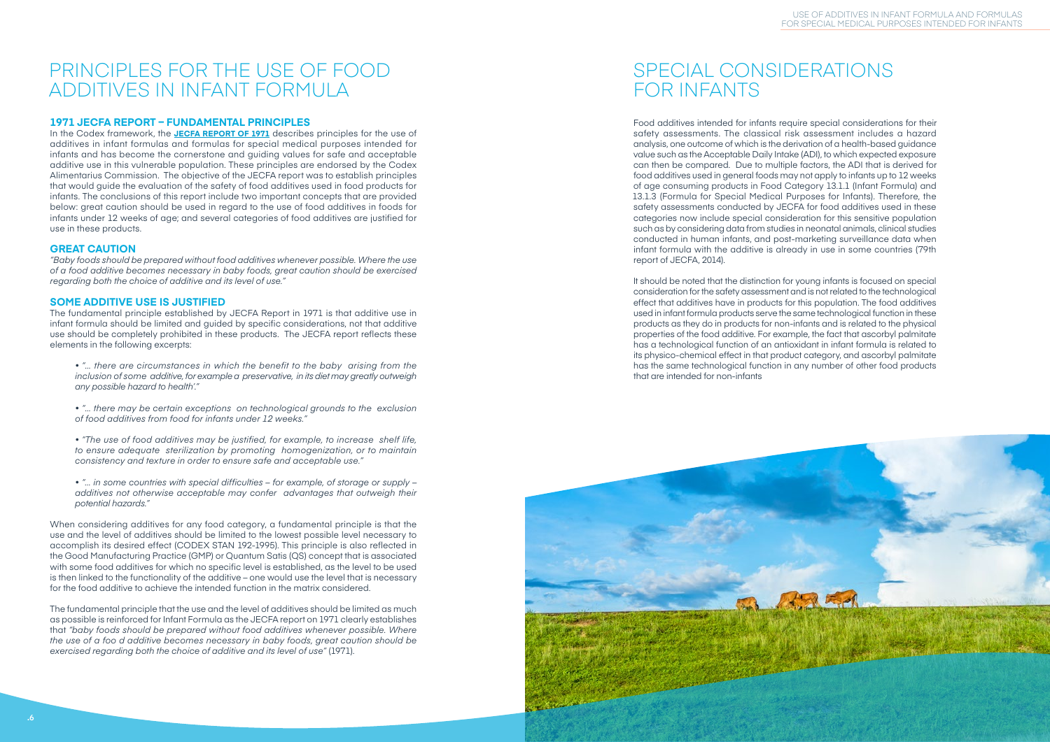# PRINCIPLES FOR THE USE OF FOOD ADDITIVES IN INFANT FORMULA

## 1971 JECFA REPORT – FUNDAMENTAL PRINCIPLES

In the Codex framework, the **JECFA REPORT OF 1971** describes principles for the use of additives in infant formulas and formulas for special medical purposes intended for infants and has become the cornerstone and guiding values for safe and acceptable additive use in this vulnerable population. These principles are endorsed by the Codex Alimentarius Commission. The objective of the JECFA report was to establish principles that would guide the evaluation of the safety of food additives used in food products for infants. The conclusions of this report include two important concepts that are provided below: great caution should be used in regard to the use of food additives in foods for infants under 12 weeks of age; and several categories of food additives are justified for use in these products.

## GREAT CAUTION

*"Baby foods should be prepared without food additives whenever possible. Where the use of a food additive becomes necessary in baby foods, great caution should be exercised regarding both the choice of additive and its level of use."*

## SOME ADDITIVE USE IS JUSTIFIED

The fundamental principle established by JECFA Report in 1971 is that additive use in infant formula should be limited and guided by specific considerations, not that additive use should be completely prohibited in these products. The JECFA report reflects these elements in the following excerpts:

- *"... there are circumstances in which the benefit to the baby arising from the inclusion of some additive, for example a preservative, in its diet may greatly outweigh any possible hazard to health'."*
- *"... there may be certain exceptions on technological grounds to the exclusion of food additives from food for infants under 12 weeks."*
- *"The use of food additives may be justified, for example, to increase shelf life, to ensure adequate sterilization by promoting homogenization, or to maintain consistency and texture in order to ensure safe and acceptable use."*
- *"... in some countries with special difficulties – for example, of storage or supply – additives not otherwise acceptable may confer advantages that outweigh their potential hazards."*

When considering additives for any food category, a fundamental principle is that the use and the level of additives should be limited to the lowest possible level necessary to accomplish its desired effect (CODEX STAN 192-1995). This principle is also reflected in the Good Manufacturing Practice (GMP) or Quantum Satis (QS) concept that is associated with some food additives for which no specific level is established, as the level to be used is then linked to the functionality of the additive – one would use the level that is necessary for the food additive to achieve the intended function in the matrix considered.

The fundamental principle that the use and the level of additives should be limited as much as possible is reinforced for Infant Formula as the JECFA report on 1971 clearly establishes that *"baby foods should be prepared without food additives whenever possible. Where the use of a foo d additive becomes necessary in baby foods, great caution should be exercised regarding both the choice of additive and its level of use"* (1971).

# SPECIAL CONSIDERATIONS FOR INFANTS

Food additives intended for infants require special considerations for their safety assessments. The classical risk assessment includes a hazard analysis, one outcome of which is the derivation of a health-based guidance value such as the Acceptable Daily Intake (ADI), to which expected exposure can then be compared. Due to multiple factors, the ADI that is derived for food additives used in general foods may not apply to infants up to 12 weeks of age consuming products in Food Category 13.1.1 (Infant Formula) and 13.1.3 (Formula for Special Medical Purposes for Infants). Therefore, the safety assessments conducted by JECFA for food additives used in these categories now include special consideration for this sensitive population such as by considering data from studies in neonatal animals, clinical studies conducted in human infants, and post-marketing surveillance data when infant formula with the additive is already in use in some countries (79th report of JECFA, 2014).

It should be noted that the distinction for young infants is focused on special consideration for the safety assessment and is not related to the technological effect that additives have in products for this population. The food additives used in infant formula products serve the same technological function in these products as they do in products for non-infants and is related to the physical properties of the food additive. For example, the fact that ascorbyl palmitate has a technological function of an antioxidant in infant formula is related to its physico-chemical effect in that product category, and ascorbyl palmitate has the same technological function in any number of other food products that are intended for non-infants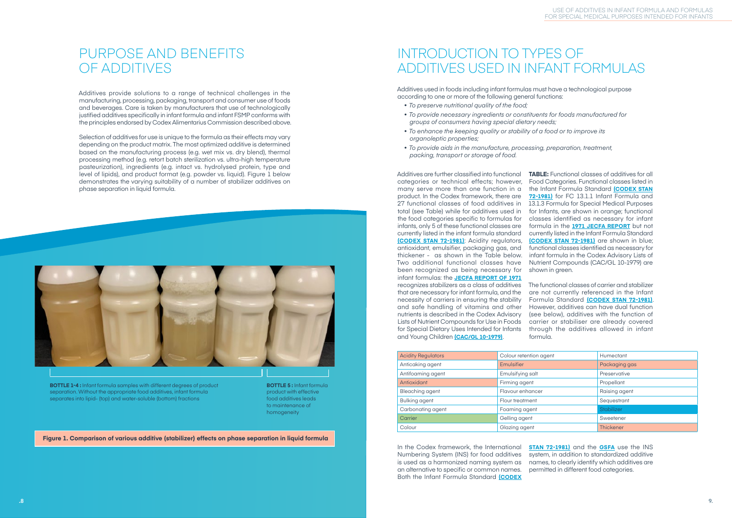# PURPOSE AND BENEFITS OF ADDITIVES

Additives provide solutions to a range of technical challenges in the manufacturing, processing, packaging, transport and consumer use of foods and beverages. Care is taken by manufacturers that use of technologically justified additives specifically in infant formula and infant FSMP conforms with the principles endorsed by Codex Alimentarius Commission described above.

Selection of additives for use is unique to the formula as their effects may vary depending on the product matrix. The most optimized additive is determined based on the manufacturing process (e.g. wet mix vs. dry blend), thermal processing method (e.g. retort batch sterilization vs. ultra-high temperature pasteurization), ingredients (e.g. intact vs. hydrolysed protein, type and level of lipids), and product format (e.g. powder vs. liquid). Figure 1 below demonstrates the varying suitability of a number of stabilizer additives on phase separation in liquid formula.

**BOTTLE 1-4 :** Infant formula samples with different degrees of product separation. Without the appropriate food additives, infant formula separates into lipid- (top) and water-soluble (bottom) fractions

**BOTTLE 5 :** Infant formula product with effective food additives leads to maintenance of homogeneity

**Figure 1. Comparison of various additive (stabilizer) effects on phase separation in liquid formula**

# INTRODUCTION TO TYPES OF ADDITIVES USED IN INFANT FORMULAS

Additives used in foods including infant formulas must have a technological purpose according to one or more of the following general functions:

- *To preserve nutritional quality of the food;*
- *To provide necessary ingredients or constituents for foods manufactured for groups of consumers having special dietary needs;*
- *To enhance the keeping quality or stability of a food or to improve its organoleptic properties;*
- *To provide aids in the manufacture, processing, preparation, treatment, packing, transport or storage of food.*

Additives are further classified into functional categories or technical effects; however, many serve more than one function in a product. In the Codex framework, there are 27 functional classes of food additives in total (see Table) while for additives used in the food categories specific to formulas for infants, only 5 of these functional classes are currently listed in the infant formula standard **(CODEX STAN 72-1981)**: Acidity regulators, antioxidant, emulsifier, packaging gas, and thickener - as shown in the Table below. Two additional functional classes have been recognized as being necessary for infant formulas: the **JECFA REPORT OF 1971** recognizes stabilizers as a class of additives that are necessary for infant formula, and the necessity of carriers in ensuring the stability and safe handling of vitamins and other nutrients is described in the Codex Advisory Lists of Nutrient Compounds for Use in Foods for Special Dietary Uses Intended for Infants and Young Children **(CAC/GL 10-1979)**.

**TABLE:** Functional classes of additives for all Food Categories. Functional classes listed in the Infant Formula Standard **(CODEX STAN 72-1981)** for FC 13.1.1 Infant Formula and 13.1.3 Formula for Special Medical Purposes for Infants, are shown in orange; functional classes identified as necessary for infant formula in the **1971 JECFA REPORT** but not currently listed in the Infant Formula Standard **(CODEX STAN 72-1981)** are shown in blue; functional classes identified as necessary for infant formula in the Codex Advisory Lists of Nutrient Compounds (CAC/GL 10-1979) are shown in green.

The functional classes of carrier and stabilizer are not currently referenced in the Infant Formula Standard **(CODEX STAN 72-1981)**. However, additives can have dual function (see below), additives with the function of carrier or stabiliser are already covered through the additives allowed in infant formula.

| | | |
|---|---|---|
| Acidity Regulators | Colour retention agent | Humectant |
| Anticaking agent | Emulsifier | Packaging gas |
| Antifoaming agent | Emulsifying salt | Preservative |
| Antioxidant | Firming agent | Propellant |
| Bleaching agent | Flavour enhancer | Raising agent |
| Bulking agent | Flour treatment | Sequestrant |
| Carbonating agent | Foaming agent | Stabilizer |
| Carrier | Gelling agent | Sweetener |
| Colour | Glazing agent | Thickener |

In the Codex framework, the International Numbering System (INS) for food additives is used as a harmonized naming system as an alternative to specific or common names. Both the Infant Formula Standard **(CODEX STAN 72-1981)** and the **GSFA** use the INS system, in addition to standardized additive names, to clearly identify which additives are permitted in different food categories.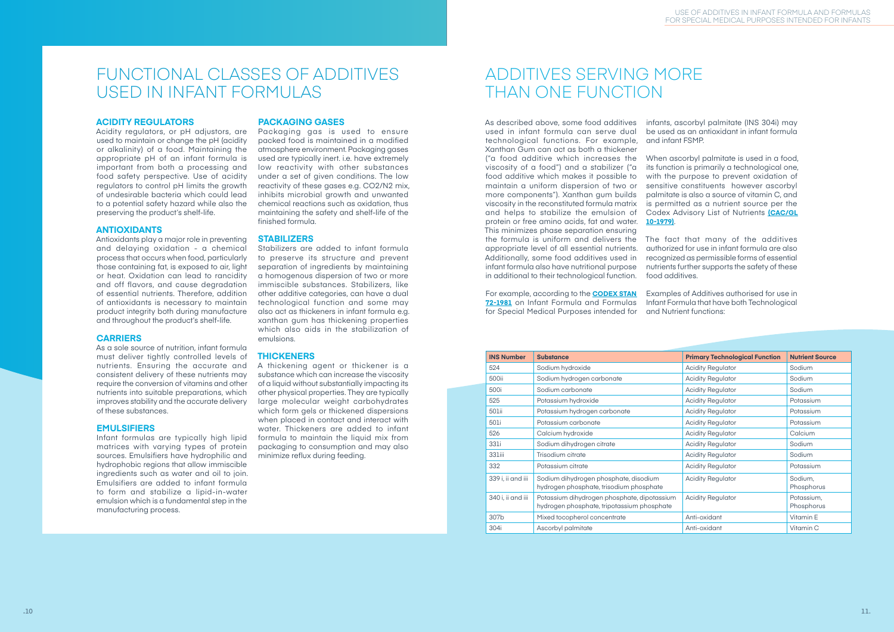# FUNCTIONAL CLASSES OF ADDITIVES USED IN INFANT FORMULAS

### ACIDITY REGULATORS

Acidity regulators, or pH adjustors, are used to maintain or change the pH (acidity or alkalinity) of a food. Maintaining the appropriate pH of an infant formula is important from both a processing and food safety perspective. Use of acidity regulators to control pH limits the growth of undesirable bacteria which could lead to a potential safety hazard while also the preserving the product's shelf-life.

### ANTIOXIDANTS

Antioxidants play a major role in preventing and delaying oxidation - a chemical process that occurs when food, particularly those containing fat, is exposed to air, light or heat. Oxidation can lead to rancidity and off flavors, and cause degradation of essential nutrients. Therefore, addition of antioxidants is necessary to maintain product integrity both during manufacture and throughout the product's shelf-life.

### CARRIERS

As a sole source of nutrition, infant formula must deliver tightly controlled levels of nutrients. Ensuring the accurate and consistent delivery of these nutrients may require the conversion of vitamins and other nutrients into suitable preparations, which improves stability and the accurate delivery of these substances.

### EMULSIFIERS

Infant formulas are typically high lipid matrices with varying types of protein sources. Emulsifiers have hydrophilic and hydrophobic regions that allow immiscible ingredients such as water and oil to join. Emulsifiers are added to infant formula to form and stabilize a lipid-in-water emulsion which is a fundamental step in the manufacturing process.

### PACKAGING GASES

Packaging gas is used to ensure packed food is maintained in a modified atmosphere environment. Packaging gases used are typically inert. i.e. have extremely low reactivity with other substances under a set of given conditions. The low reactivity of these gases e.g. $CO_2/N_2$ mix, inhibits microbial growth and unwanted chemical reactions such as oxidation, thus maintaining the safety and shelf-life of the finished formula.

### STABILIZERS

Stabilizers are added to infant formula to preserve its structure and prevent separation of ingredients by maintaining a homogenous dispersion of two or more immiscible substances. Stabilizers, like other additive categories, can have a dual technological function and some may also act as thickeners in infant formula e.g. xanthan gum has thickening properties which also aids in the stabilization of emulsions.

### THICKENERS

A thickening agent or thickener is a substance which can increase the viscosity of a liquid without substantially impacting its other physical properties. They are typically large molecular weight carbohydrates which form gels or thickened dispersions when placed in contact and interact with water. Thickeners are added to infant formula to maintain the liquid mix from packaging to consumption and may also minimize reflux during feeding.

# ADDITIVES SERVING MORE THAN ONE FUNCTION

As described above, some food additives used in infant formula can serve dual technological functions. For example, Xanthan Gum can act as both a thickener ("a food additive which increases the viscosity of a food") and a stabilizer ("a food additive which makes it possible to maintain a uniform dispersion of two or more components"). Xanthan gum builds viscosity in the reconstituted formula matrix and helps to stabilize the emulsion of protein or free amino acids, fat and water. This minimizes phase separation ensuring the formula is uniform and delivers the appropriate level of all essential nutrients. Additionally, some food additives used in infant formula also have nutritional purpose in additional to their technological function.

For example, according to the **CODEX STAN 72-1981** on Infant Formula and Formulas for Special Medical Purposes intended for infants, ascorbyl palmitate (INS 304i) may be used as an antioxidant in infant formula and infant FSMP.

When ascorbyl palmitate is used in a food, its function is primarily a technological one, with the purpose to prevent oxidation of sensitive constituents however ascorbyl palmitate is also a source of vitamin C, and is permitted as a nutrient source per the Codex Advisory List of Nutrients **(CAC/GL 10-1979)**.

The fact that many of the additives authorized for use in infant formula are also recognized as permissible forms of essential nutrients further supports the safety of these food additives.

Examples of Additives authorised for use in Infant Formula that have both Technological and Nutrient functions:

| INS Number | Substance | Primary Technological Function | Nutrient Source |
|---|---|---|---|
| 524 | Sodium hydroxide | Acidity Regulator | Sodium |
| 500ii | Sodium hydrogen carbonate | Acidity Regulator | Sodium |
| 500i | Sodium carbonate | Acidity Regulator | Sodium |
| 525 | Potassium hydroxide | Acidity Regulator | Potassium |
| 501ii | Potassium hydrogen carbonate | Acidity Regulator | Potassium |
| 501i | Potassium carbonate | Acidity Regulator | Potassium |
| 526 | Calcium hydroxide | Acidity Regulator | Calcium |
| 331i | Sodium dihydrogen citrate | Acidity Regulator | Sodium |
| 331iii | Trisodium citrate | Acidity Regulator | Sodium |
| 332 | Potassium citrate | Acidity Regulator | Potassium |
| 339 i, ii and iii | Sodium dihydrogen phosphate, disodium hydrogen phosphate, trisodium phosphate | Acidity Regulator | Sodium, Phosphorus |
| 340 i, ii and iii | Potassium dihydrogen phosphate, dipotassium hydrogen phosphate, tripotassium phosphate | Acidity Regulator | Potassium, Phosphorus |
| 307b | Mixed tocopherol concentrate | Anti-oxidant | Vitamin E |
| 304i | Ascorbyl palmitate | Anti-oxidant | Vitamin C |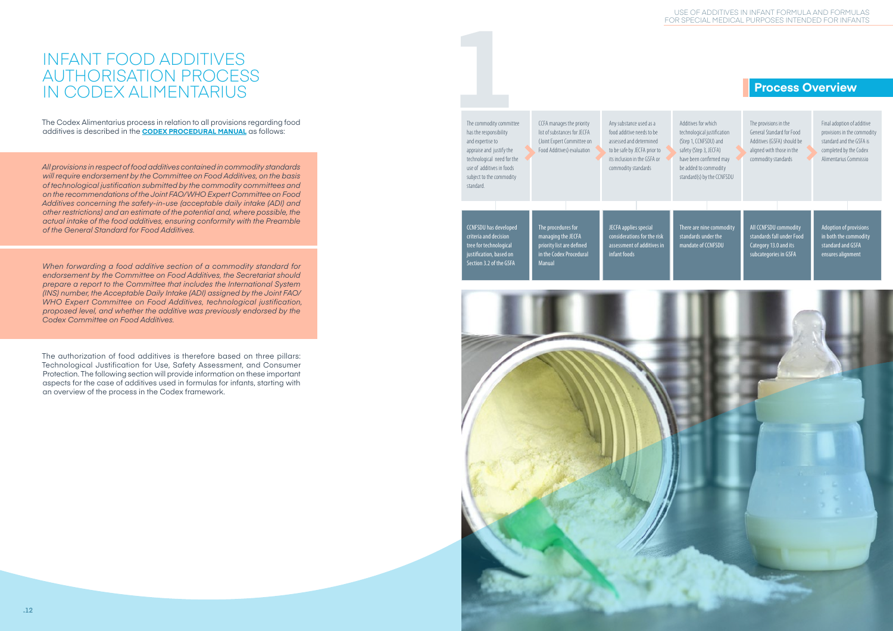# INFANT FOOD ADDITIVES AUTHORISATION PROCESS IN CODEX ALIMENTARIUS

The Codex Alimentarius process in relation to all provisions regarding food additives is described in the **CODEX PROCEDURAL MANUAL** as follows:

*All provisions in respect of food additives contained in commodity standards will require endorsement by the Committee on Food Additives, on the basis of technological justification submitted by the commodity committees and on the recommendations of the Joint FAO/WHO Expert Committee on Food Additives concerning the safety-in-use (acceptable daily intake (ADI) and other restrictions) and an estimate of the potential and, where possible, the actual intake of the food additives, ensuring conformity with the Preamble of the General Standard for Food Additives.*

*When forwarding a food additive section of a commodity standard for endorsement by the Committee on Food Additives, the Secretariat should prepare a report to the Committee that includes the International System (INS) number, the Acceptable Daily Intake (ADI) assigned by the Joint FAO/WHO Expert Committee on Food Additives, technological justification, proposed level, and whether the additive was previously endorsed by the Codex Committee on Food Additives.*

The authorization of food additives is therefore based on three pillars: Technological Justification for Use, Safety Assessment, and Consumer Protection. The following section will provide information on these important aspects for the case of additives used in formulas for infants, starting with an overview of the process in the Codex framework.

## 1 Process Overview

| The commodity committee has the responsibility and expertise to appraise and justify the technological need for the use of additives in foods subject to the commodity standard. | CCFA manages the priority list of substances for JECFA (Joint Expert Committee on Food Additives) evaluation | Any substance used as a food additive needs to be assessed and determined to be safe by JECFA prior to its inclusion in the GSFA or commodity standards | Additives for which technological justification (Step 1, CCNFSDU) and safety (Step 3, JECFA) have been confirmed may be added to commodity standard(s) by the CCNFSDU | The provisions in the General Standard for Food Additives (GSFA) should be aligned with those in the commodity standards | Final adoption of additive provisions in the commodity standard and the GSFA is completed by the Codex Alimentarius Commissio |
|---|---|---|---|---|---|
| CCNFSDU has developed criteria and decision tree for technological justification, based on Section 3.2 of the GSFA | The procedures for managing the JECFA priority list are defined in the Codex Procedural Manual | JECFA applies special considerations for the risk assessment of additives in infant foods | There are nine commodity standards under the mandate of CCNFSDU | All CCNFSDU commodity standards fall under Food Category 13.0 and its subcategories in GSFA | Adoption of provisions in both the commodity standard and GSFA ensures alignment |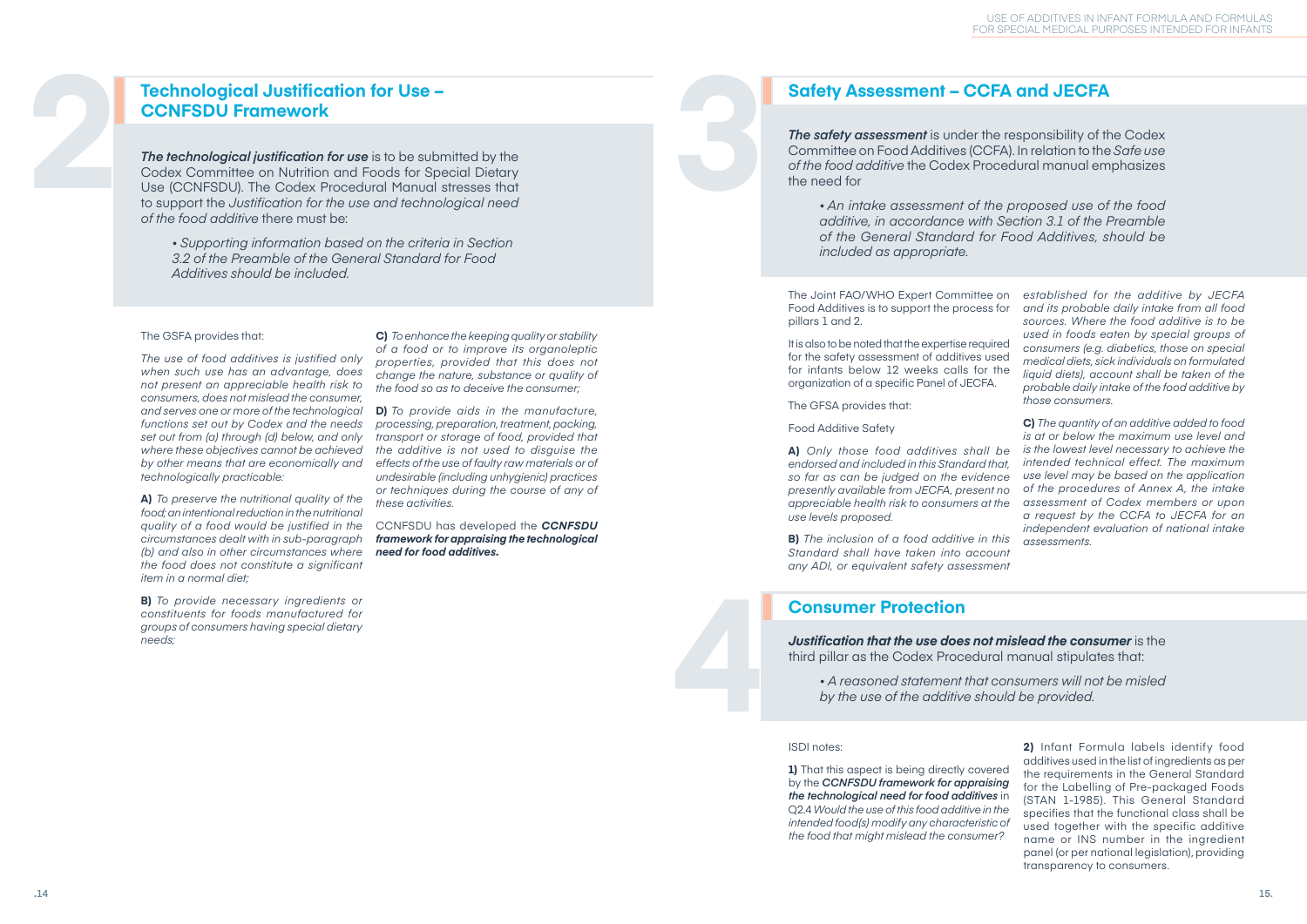## 2 Technological Justification for Use – CCNFSDU Framework

***The technological justification for use*** is to be submitted by the Codex Committee on Nutrition and Foods for Special Dietary Use (CCNFSDU). The Codex Procedural Manual stresses that to support the *Justification for the use and technological need of the food additive* there must be:

> *• Supporting information based on the criteria in Section 3.2 of the Preamble of the General Standard for Food Additives should be included.*

The GSFA provides that:

*The use of food additives is justified only when such use has an advantage, does not present an appreciable health risk to consumers, does not mislead the consumer, and serves one or more of the technological functions set out by Codex and the needs set out from (a) through (d) below, and only where these objectives cannot be achieved by other means that are economically and technologically practicable:*

**A)** *To preserve the nutritional quality of the food; an intentional reduction in the nutritional quality of a food would be justified in the circumstances dealt with in sub-paragraph (b) and also in other circumstances where the food does not constitute a significant item in a normal diet;*

**B)** *To provide necessary ingredients or constituents for foods manufactured for groups of consumers having special dietary needs;*

**C)** *To enhance the keeping quality or stability of a food or to improve its organoleptic properties, provided that this does not change the nature, substance or quality of the food so as to deceive the consumer;*

**D)** *To provide aids in the manufacture, processing, preparation, treatment, packing, transport or storage of food, provided that the additive is not used to disguise the effects of the use of faulty raw materials or of undesirable (including unhygienic) practices or techniques during the course of any of these activities.*

CCNFSDU has developed the ***CCNFSDU framework for appraising the technological need for food additives.***

## 3 Safety Assessment – CCFA and JECFA

***The safety assessment*** is under the responsibility of the Codex Committee on Food Additives (CCFA). In relation to the *Safe use of the food additive* the Codex Procedural manual emphasizes the need for

> *• An intake assessment of the proposed use of the food additive, in accordance with Section 3.1 of the Preamble of the General Standard for Food Additives, should be included as appropriate.*

The Joint FAO/WHO Expert Committee on Food Additives is to support the process for pillars 1 and 2.

It is also to be noted that the expertise required for the safety assessment of additives used for infants below 12 weeks calls for the organization of a specific Panel of JECFA.

The GFSA provides that:

Food Additive Safety

**A)** *Only those food additives shall be endorsed and included in this Standard that, so far as can be judged on the evidence presently available from JECFA, present no appreciable health risk to consumers at the use levels proposed.*

**B)** *The inclusion of a food additive in this Standard shall have taken into account any ADI, or equivalent safety assessment established for the additive by JECFA and its probable daily intake from all food sources. Where the food additive is to be used in foods eaten by special groups of consumers (e.g. diabetics, those on special medical diets, sick individuals on formulated liquid diets), account shall be taken of the probable daily intake of the food additive by those consumers.*

**C)** *The quantity of an additive added to food is at or below the maximum use level and is the lowest level necessary to achieve the intended technical effect. The maximum use level may be based on the application of the procedures of Annex A, the intake assessment of Codex members or upon a request by the CCFA to JECFA for an independent evaluation of national intake assessments.*

## 4 Consumer Protection

***Justification that the use does not mislead the consumer*** is the third pillar as the Codex Procedural manual stipulates that:

> *• A reasoned statement that consumers will not be misled by the use of the additive should be provided.*

ISDI notes:

**1)** That this aspect is being directly covered by the ***CCNFSDU framework for appraising the technological need for food additives*** in Q2.4 *Would the use of this food additive in the intended food(s) modify any characteristic of the food that might mislead the consumer?*

**2)** Infant Formula labels identify food additives used in the list of ingredients as per the requirements in the General Standard for the Labelling of Pre-packaged Foods (STAN 1-1985). This General Standard specifies that the functional class shall be used together with the specific additive name or INS number in the ingredient panel (or per national legislation), providing transparency to consumers.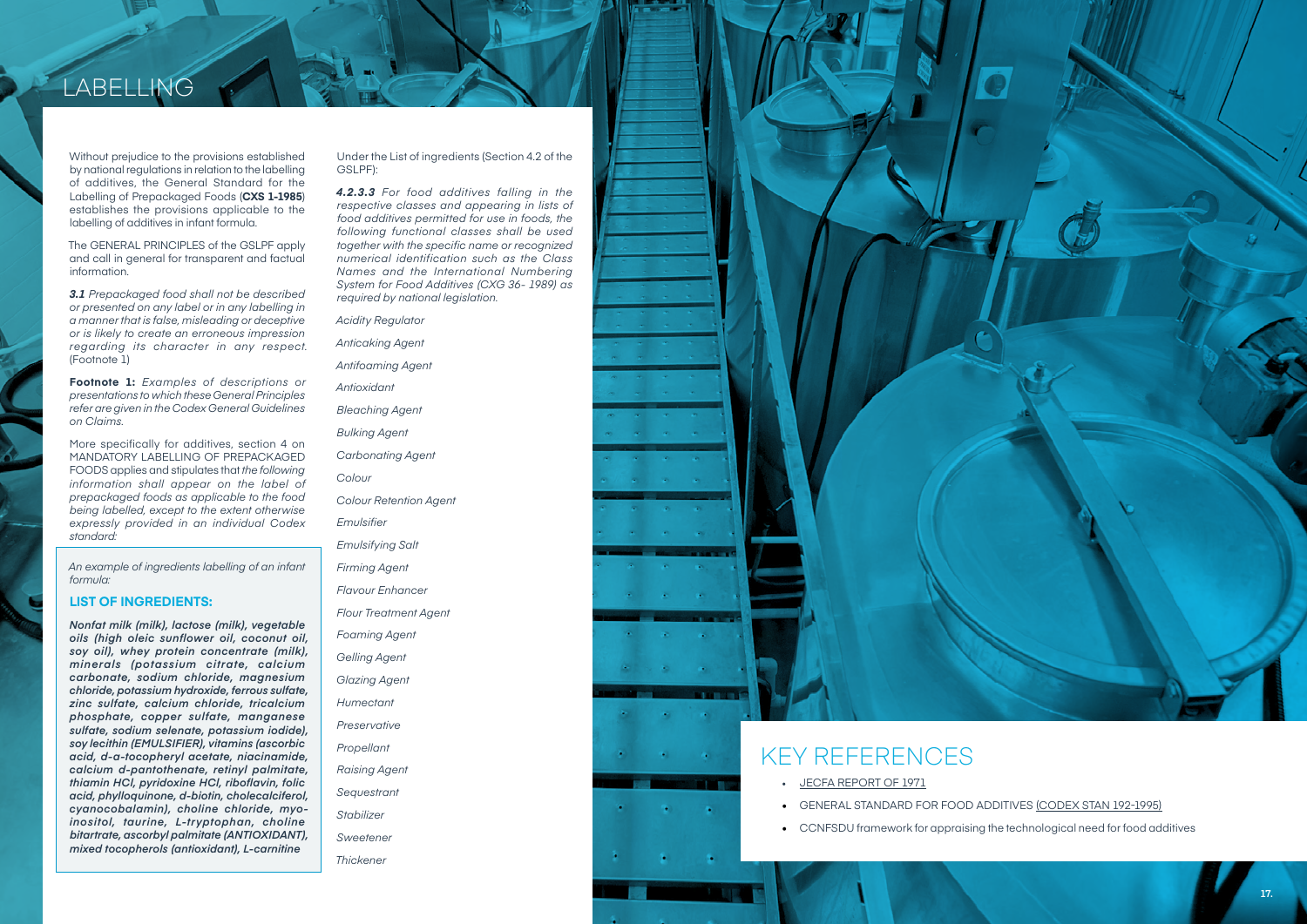# LABELLING

Without prejudice to the provisions established by national regulations in relation to the labelling of additives, the General Standard for the Labelling of Prepackaged Foods (**CXS 1-1985**) establishes the provisions applicable to the labelling of additives in infant formula.

The GENERAL PRINCIPLES of the GSLPF apply and call in general for transparent and factual information.

***3.1*** *Prepackaged food shall not be described or presented on any label or in any labelling in a manner that is false, misleading or deceptive or is likely to create an erroneous impression regarding its character in any respect.* (Footnote 1)

**Footnote 1:** *Examples of descriptions or presentations to which these General Principles refer are given in the Codex General Guidelines on Claims.*

More specifically for additives, section 4 on MANDATORY LABELLING OF PREPACKAGED FOODS applies and stipulates that *the following information shall appear on the label of prepackaged foods as applicable to the food being labelled, except to the extent otherwise expressly provided in an individual Codex standard:*

*An example of ingredients labelling of an infant formula:*

**LIST OF INGREDIENTS:**

***Nonfat milk (milk), lactose (milk), vegetable oils (high oleic sunflower oil, coconut oil, soy oil), whey protein concentrate (milk), minerals (potassium citrate, calcium carbonate, sodium chloride, magnesium chloride, potassium hydroxide, ferrous sulfate, zinc sulfate, calcium chloride, tricalcium phosphate, copper sulfate, manganese sulfate, sodium selenate, potassium iodide), soy lecithin (EMULSIFIER), vitamins (ascorbic acid, d-a-tocopheryl acetate, niacinamide, calcium d-pantothenate, retinyl palmitate, thiamin HCl, pyridoxine HCl, riboflavin, folic acid, phylloquinone, d-biotin, cholecalciferol, cyanocobalamin), choline chloride, myo-inositol, taurine, L-tryptophan, choline bitartrate, ascorbyl palmitate (ANTIOXIDANT), mixed tocopherols (antioxidant), L-carnitine***

Under the List of ingredients (Section 4.2 of the GSLPF):

***4.2.3.3*** *For food additives falling in the respective classes and appearing in lists of food additives permitted for use in foods, the following functional classes shall be used together with the specific name or recognized numerical identification such as the Class Names and the International Numbering System for Food Additives (CXG 36- 1989) as required by national legislation.*

*Acidity Regulator*

*Anticaking Agent*

*Antifoaming Agent*

*Antioxidant*

*Bleaching Agent*

*Bulking Agent*

*Carbonating Agent*

*Colour*

*Colour Retention Agent*

*Emulsifier*

*Emulsifying Salt*

*Firming Agent*

*Flavour Enhancer*

*Flour Treatment Agent*

*Foaming Agent*

*Gelling Agent*

*Glazing Agent*

*Humectant*

*Preservative*

*Propellant*

*Raising Agent*

*Sequestrant*

*Stabilizer*

*Sweetener*

*Thickener*

# KEY REFERENCES

- JECFA REPORT OF 1971
- GENERAL STANDARD FOR FOOD ADDITIVES (CODEX STAN 192-1995)
- CCNFSDU framework for appraising the technological need for food additives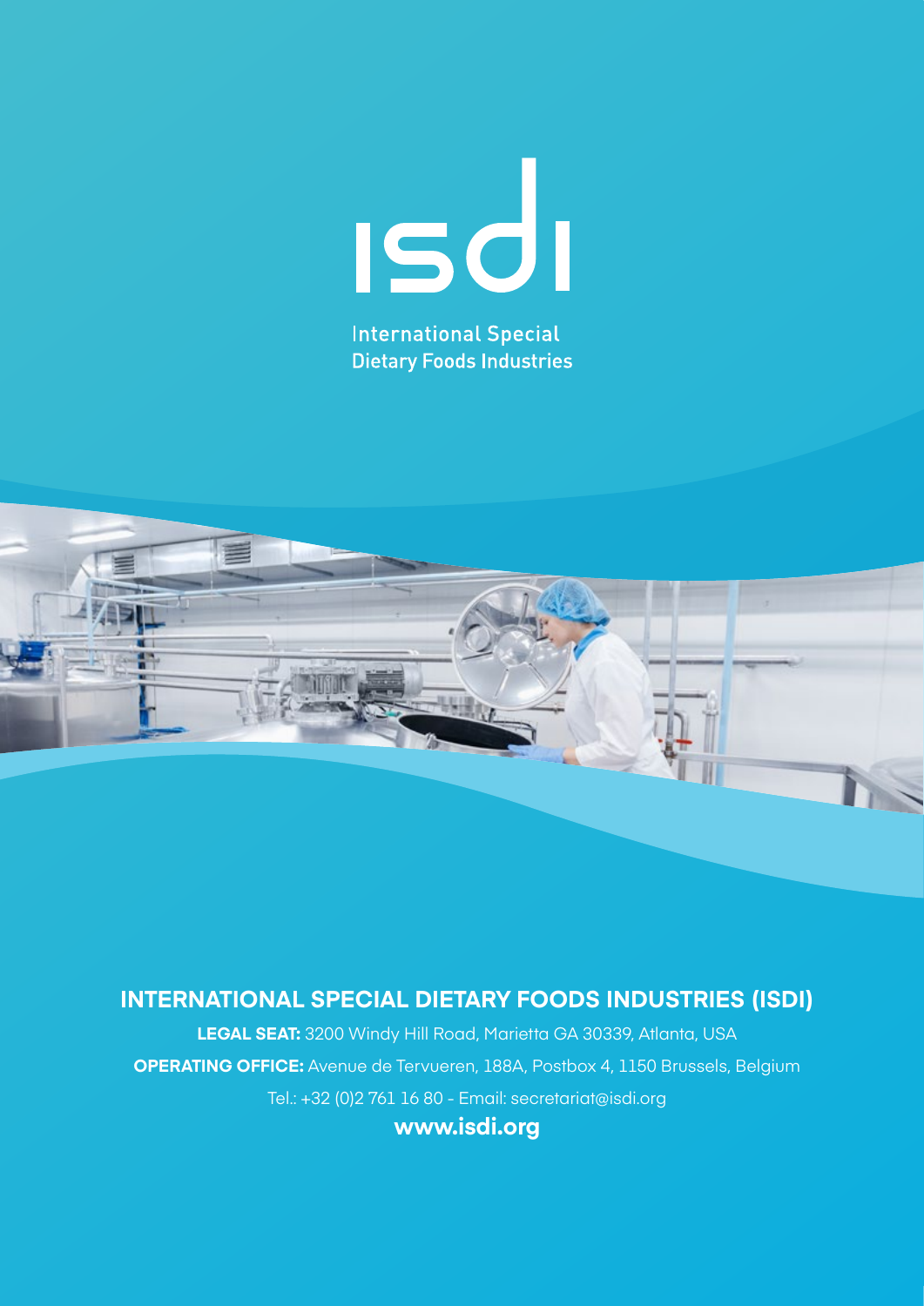isdi

International Special
Dietary Foods Industries

## INTERNATIONAL SPECIAL DIETARY FOODS INDUSTRIES (ISDI)

**LEGAL SEAT:** 3200 Windy Hill Road, Marietta GA 30339, Atlanta, USA

**OPERATING OFFICE:** Avenue de Tervueren, 188A, Postbox 4, 1150 Brussels, Belgium

Tel.: +32 (0)2 761 16 80 - Email: secretariat@isdi.org

**www.isdi.org**